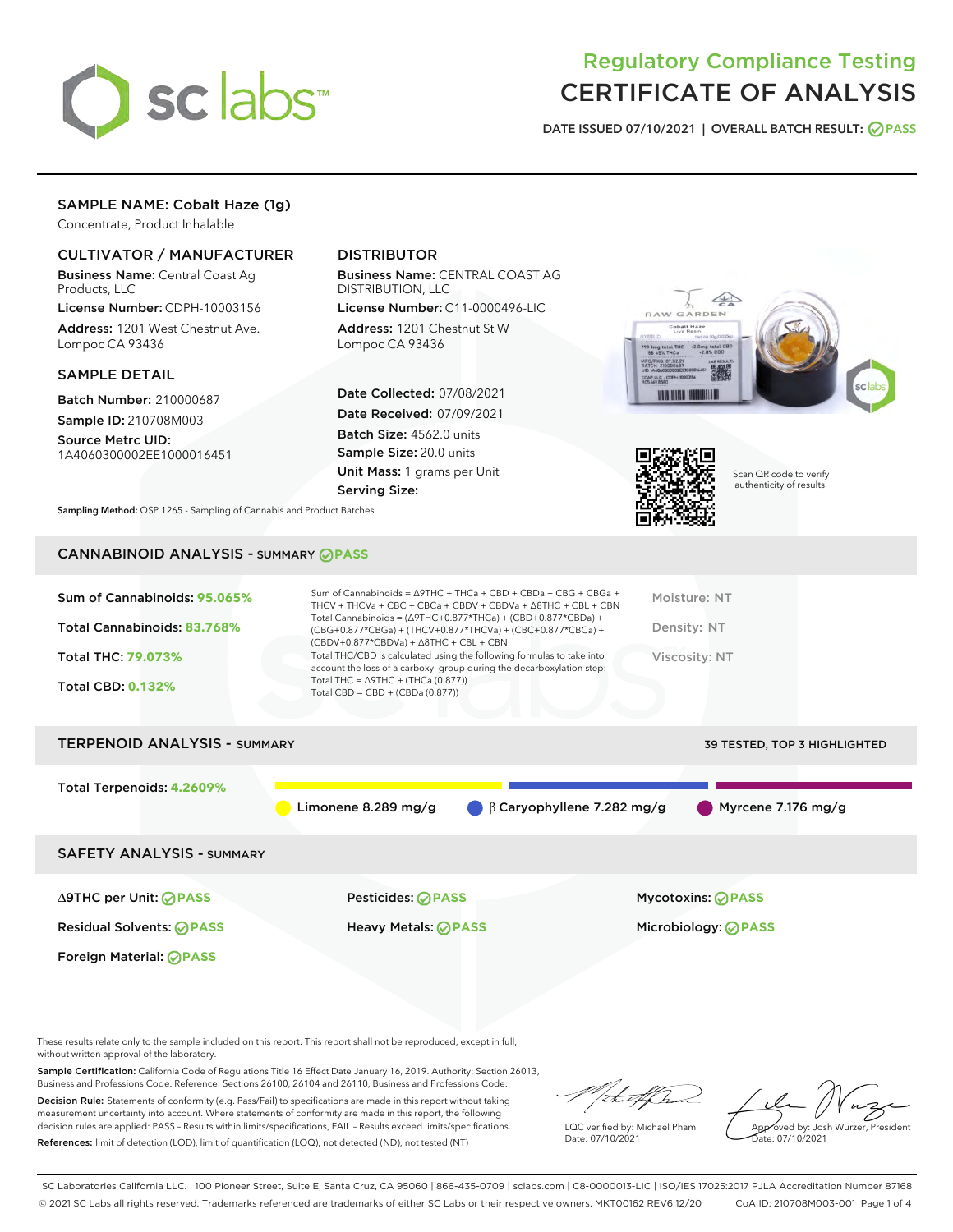# Regulatory Compliance Testing
# CERTIFICATE OF ANALYSIS

DATE ISSUED 07/10/2021 | OVERALL BATCH RESULT: PASS

## SAMPLE NAME: Cobalt Haze (1g)

Concentrate, Product Inhalable

### CULTIVATOR / MANUFACTURER

**Business Name:** Central Coast Ag Products, LLC
**License Number:** CDPH-10003156
**Address:** 1201 West Chestnut Ave. Lompoc CA 93436

### DISTRIBUTOR

**Business Name:** CENTRAL COAST AG DISTRIBUTION, LLC
**License Number:** C11-0000496-LIC
**Address:** 1201 Chestnut St W Lompoc CA 93436

### SAMPLE DETAIL

**Batch Number:** 210000687
**Sample ID:** 210708M003
**Source Metrc UID:** 1A4060300002EE1000016451

**Date Collected:** 07/08/2021
**Date Received:** 07/09/2021
**Batch Size:** 4562.0 units
**Sample Size:** 20.0 units
**Unit Mass:** 1 grams per Unit
**Serving Size:**

Scan QR code to verify authenticity of results.

**Sampling Method:** QSP 1265 - Sampling of Cannabis and Product Batches

## CANNABINOID ANALYSIS - SUMMARY PASS

**Sum of Cannabinoids: 95.065%**
**Total Cannabinoids: 83.768%**
**Total THC: 79.073%**
**Total CBD: 0.132%**

Sum of Cannabinoids = Δ9THC + THCa + CBD + CBDa + CBG + CBGa + THCV + THCVa + CBC + CBCa + CBDV + CBDVa + Δ8THC + CBL + CBN
Total Cannabinoids = (Δ9THC+0.877*THCa) + (CBD+0.877*CBDa) + (CBG+0.877*CBGa) + (THCV+0.877*THCVa) + (CBC+0.877*CBCa) + (CBDV+0.877*CBDVa) + Δ8THC + CBL + CBN
Total THC/CBD is calculated using the following formulas to take into account the loss of a carboxyl group during the decarboxylation step:
Total THC = Δ9THC + (THCa (0.877))
Total CBD = CBD + (CBDa (0.877))

Moisture: NT
Density: NT
Viscosity: NT

## TERPENOID ANALYSIS - SUMMARY

39 TESTED, TOP 3 HIGHLIGHTED

**Total Terpenoids: 4.2609%**

Limonene 8.289 mg/g | β Caryophyllene 7.282 mg/g | Myrcene 7.176 mg/g

## SAFETY ANALYSIS - SUMMARY

| | | |
|---|---|---|
| Δ9THC per Unit: PASS | Pesticides: PASS | Mycotoxins: PASS |
| Residual Solvents: PASS | Heavy Metals: PASS | Microbiology: PASS |
| Foreign Material: PASS | | |

These results relate only to the sample included on this report. This report shall not be reproduced, except in full, without written approval of the laboratory.

**Sample Certification:** California Code of Regulations Title 16 Effect Date January 16, 2019. Authority: Section 26013, Business and Professions Code. Reference: Sections 26100, 26104 and 26110, Business and Professions Code.

**Decision Rule:** Statements of conformity (e.g. Pass/Fail) to specifications are made in this report without taking measurement uncertainty into account. Where statements of conformity are made in this report, the following decision rules are applied: PASS – Results within limits/specifications, FAIL – Results exceed limits/specifications.

**References:** limit of detection (LOD), limit of quantification (LOQ), not detected (ND), not tested (NT)

LQC verified by: Michael Pham
Date: 07/10/2021

Approved by: Josh Wurzer, President
Date: 07/10/2021

SC Laboratories California LLC. | 100 Pioneer Street, Suite E, Santa Cruz, CA 95060 | 866-435-0709 | sclabs.com | C8-0000013-LIC | ISO/IES 17025:2017 PJLA Accreditation Number 87168
© 2021 SC Labs all rights reserved. Trademarks referenced are trademarks of either SC Labs or their respective owners. MKT00162 REV6 12/20 CoA ID: 210708M003-001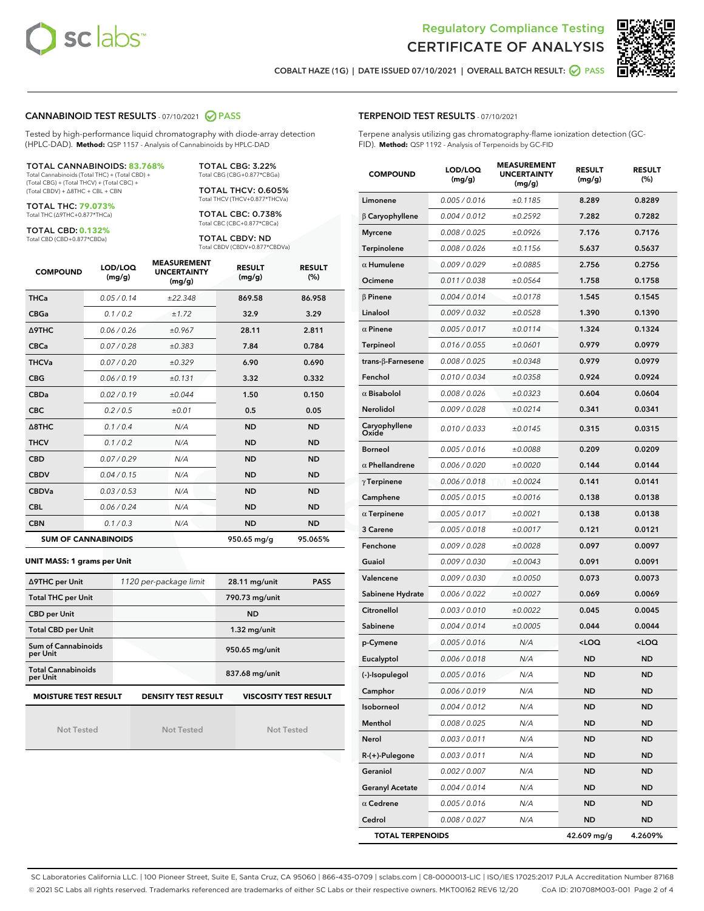# Regulatory Compliance Testing
# CERTIFICATE OF ANALYSIS

COBALT HAZE (1G) | DATE ISSUED 07/10/2021 | OVERALL BATCH RESULT: PASS

## CANNABINOID TEST RESULTS - 07/10/2021 PASS

Tested by high-performance liquid chromatography with diode-array detection (HPLC-DAD). **Method:** QSP 1157 - Analysis of Cannabinoids by HPLC-DAD

**TOTAL CANNABINOIDS: 83.768%**
Total Cannabinoids (Total THC) + (Total CBD) + (Total CBG) + (Total THCV) + (Total CBC) + (Total CBDV) + Δ8THC + CBL + CBN

**TOTAL THC: 79.073%**
Total THC (Δ9THC+0.877*THCa)

**TOTAL CBD: 0.132%**
Total CBD (CBD+0.877*CBDa)

**TOTAL CBG: 3.22%**
Total CBG (CBG+0.877*CBGa)

**TOTAL THCV: 0.605%**
Total THCV (THCV+0.877*THCVa)

**TOTAL CBC: 0.738%**
Total CBC (CBC+0.877*CBCa)

**TOTAL CBDV: ND**
Total CBDV (CBDV+0.877*CBDVa)

| COMPOUND | LOD/LOQ (mg/g) | MEASUREMENT UNCERTAINTY (mg/g) | RESULT (mg/g) | RESULT (%) |
|---|---|---|---|---|
| THCa | 0.05 / 0.14 | ±22.348 | 869.58 | 86.958 |
| CBGa | 0.1 / 0.2 | ±1.72 | 32.9 | 3.29 |
| Δ9THC | 0.06 / 0.26 | ±0.967 | 28.11 | 2.811 |
| CBCa | 0.07 / 0.28 | ±0.383 | 7.84 | 0.784 |
| THCVa | 0.07 / 0.20 | ±0.329 | 6.90 | 0.690 |
| CBG | 0.06 / 0.19 | ±0.131 | 3.32 | 0.332 |
| CBDa | 0.02 / 0.19 | ±0.044 | 1.50 | 0.150 |
| CBC | 0.2 / 0.5 | ±0.01 | 0.5 | 0.05 |
| Δ8THC | 0.1 / 0.4 | N/A | ND | ND |
| THCV | 0.1 / 0.2 | N/A | ND | ND |
| CBD | 0.07 / 0.29 | N/A | ND | ND |
| CBDV | 0.04 / 0.15 | N/A | ND | ND |
| CBDVa | 0.03 / 0.53 | N/A | ND | ND |
| CBL | 0.06 / 0.24 | N/A | ND | ND |
| CBN | 0.1 / 0.3 | N/A | ND | ND |
| **SUM OF CANNABINOIDS** | | | **950.65 mg/g** | **95.065%** |

**UNIT MASS: 1 grams per Unit**

| | | | |
|---|---|---|---|
| Δ9THC per Unit | 1120 per-package limit | 28.11 mg/unit | PASS |
| Total THC per Unit | | 790.73 mg/unit | |
| CBD per Unit | | ND | |
| Total CBD per Unit | | 1.32 mg/unit | |
| Sum of Cannabinoids per Unit | | 950.65 mg/unit | |
| Total Cannabinoids per Unit | | 837.68 mg/unit | |

| MOISTURE TEST RESULT | DENSITY TEST RESULT | VISCOSITY TEST RESULT |
|---|---|---|
| Not Tested | Not Tested | Not Tested |

## TERPENOID TEST RESULTS - 07/10/2021

Terpene analysis utilizing gas chromatography-flame ionization detection (GC-FID). **Method:** QSP 1192 - Analysis of Terpenoids by GC-FID

| COMPOUND | LOD/LOQ (mg/g) | MEASUREMENT UNCERTAINTY (mg/g) | RESULT (mg/g) | RESULT (%) |
|---|---|---|---|---|
| Limonene | 0.005 / 0.016 | ±0.1185 | 8.289 | 0.8289 |
| β Caryophyllene | 0.004 / 0.012 | ±0.2592 | 7.282 | 0.7282 |
| Myrcene | 0.008 / 0.025 | ±0.0926 | 7.176 | 0.7176 |
| Terpinolene | 0.008 / 0.026 | ±0.1156 | 5.637 | 0.5637 |
| α Humulene | 0.009 / 0.029 | ±0.0885 | 2.756 | 0.2756 |
| Ocimene | 0.011 / 0.038 | ±0.0564 | 1.758 | 0.1758 |
| β Pinene | 0.004 / 0.014 | ±0.0178 | 1.545 | 0.1545 |
| Linalool | 0.009 / 0.032 | ±0.0528 | 1.390 | 0.1390 |
| α Pinene | 0.005 / 0.017 | ±0.0114 | 1.324 | 0.1324 |
| Terpineol | 0.016 / 0.055 | ±0.0601 | 0.979 | 0.0979 |
| trans-β-Farnesene | 0.008 / 0.025 | ±0.0348 | 0.979 | 0.0979 |
| Fenchol | 0.010 / 0.034 | ±0.0358 | 0.924 | 0.0924 |
| α Bisabolol | 0.008 / 0.026 | ±0.0323 | 0.604 | 0.0604 |
| Nerolidol | 0.009 / 0.028 | ±0.0214 | 0.341 | 0.0341 |
| Caryophyllene Oxide | 0.010 / 0.033 | ±0.0145 | 0.315 | 0.0315 |
| Borneol | 0.005 / 0.016 | ±0.0088 | 0.209 | 0.0209 |
| α Phellandrene | 0.006 / 0.020 | ±0.0020 | 0.144 | 0.0144 |
| γ Terpinene | 0.006 / 0.018 | ±0.0024 | 0.141 | 0.0141 |
| Camphene | 0.005 / 0.015 | ±0.0016 | 0.138 | 0.0138 |
| α Terpinene | 0.005 / 0.017 | ±0.0021 | 0.138 | 0.0138 |
| 3 Carene | 0.005 / 0.018 | ±0.0017 | 0.121 | 0.0121 |
| Fenchone | 0.009 / 0.028 | ±0.0028 | 0.097 | 0.0097 |
| Guaiol | 0.009 / 0.030 | ±0.0043 | 0.091 | 0.0091 |
| Valencene | 0.009 / 0.030 | ±0.0050 | 0.073 | 0.0073 |
| Sabinene Hydrate | 0.006 / 0.022 | ±0.0027 | 0.069 | 0.0069 |
| Citronellol | 0.003 / 0.010 | ±0.0022 | 0.045 | 0.0045 |
| Sabinene | 0.004 / 0.014 | ±0.0005 | 0.044 | 0.0044 |
| p-Cymene | 0.005 / 0.016 | N/A | <LOQ | <LOQ |
| Eucalyptol | 0.006 / 0.018 | N/A | ND | ND |
| (-)-Isopulegol | 0.005 / 0.016 | N/A | ND | ND |
| Camphor | 0.006 / 0.019 | N/A | ND | ND |
| Isoborneol | 0.004 / 0.012 | N/A | ND | ND |
| Menthol | 0.008 / 0.025 | N/A | ND | ND |
| Nerol | 0.003 / 0.011 | N/A | ND | ND |
| R-(+)-Pulegone | 0.003 / 0.011 | N/A | ND | ND |
| Geraniol | 0.002 / 0.007 | N/A | ND | ND |
| Geranyl Acetate | 0.004 / 0.014 | N/A | ND | ND |
| α Cedrene | 0.005 / 0.016 | N/A | ND | ND |
| Cedrol | 0.008 / 0.027 | N/A | ND | ND |
| **TOTAL TERPENOIDS** | | | **42.609 mg/g** | **4.2609%** |

SC Laboratories California LLC. | 100 Pioneer Street, Suite E, Santa Cruz, CA 95060 | 866-435-0709 | sclabs.com | C8-0000013-LIC | ISO/IES 17025:2017 PJLA Accreditation Number 87168
© 2021 SC Labs all rights reserved. Trademarks referenced are trademarks of either SC Labs or their respective owners. MKT00162 REV6 12/20 CoA ID: 210708M003-001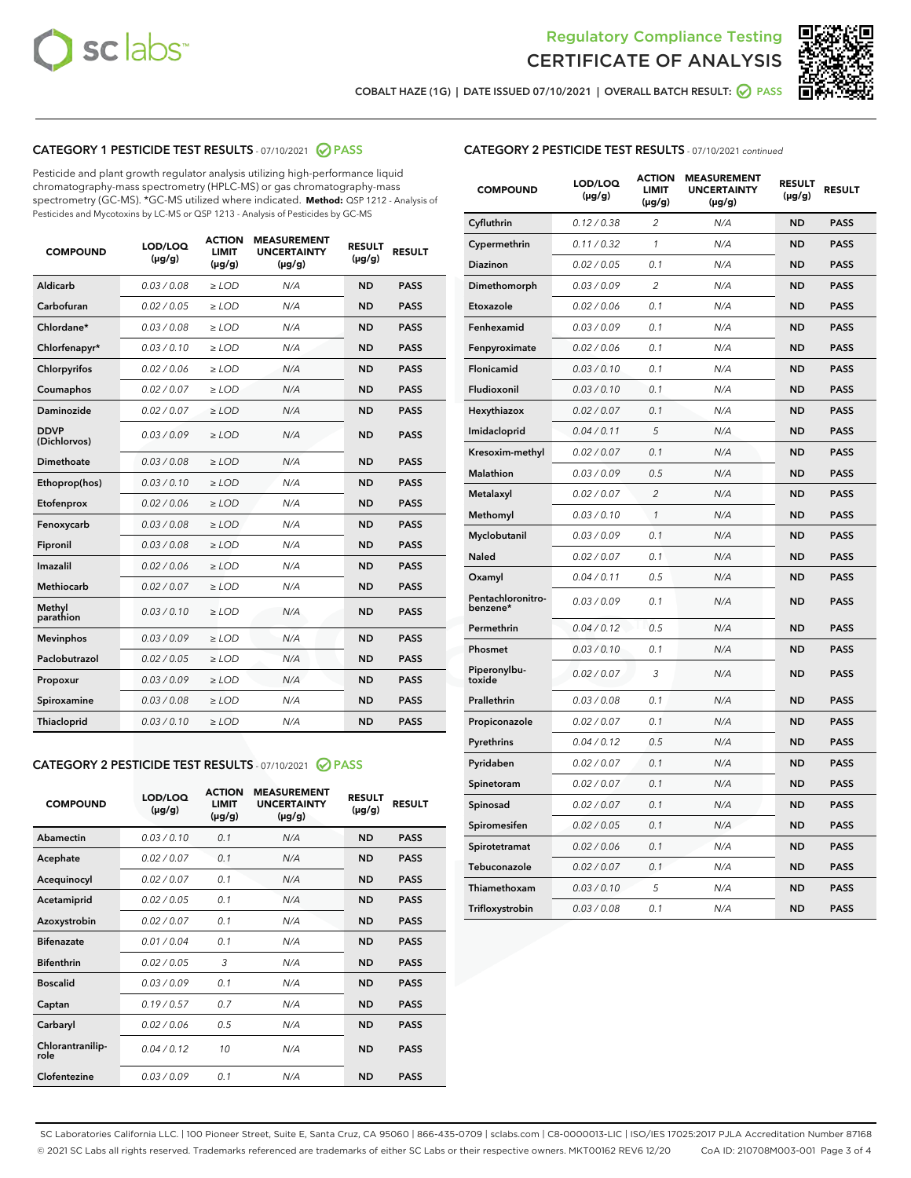Regulatory Compliance Testing
CERTIFICATE OF ANALYSIS

COBALT HAZE (1G) | DATE ISSUED 07/10/2021 | OVERALL BATCH RESULT: PASS

## CATEGORY 1 PESTICIDE TEST RESULTS - 07/10/2021 PASS

Pesticide and plant growth regulator analysis utilizing high-performance liquid chromatography-mass spectrometry (HPLC-MS) or gas chromatography-mass spectrometry (GC-MS). *GC-MS utilized where indicated. **Method:** QSP 1212 - Analysis of Pesticides and Mycotoxins by LC-MS or QSP 1213 - Analysis of Pesticides by GC-MS

| COMPOUND | LOD/LOQ (µg/g) | ACTION LIMIT (µg/g) | MEASUREMENT UNCERTAINTY (µg/g) | RESULT (µg/g) | RESULT |
|---|---|---|---|---|---|
| Aldicarb | 0.03 / 0.08 | ≥ LOD | N/A | ND | PASS |
| Carbofuran | 0.02 / 0.05 | ≥ LOD | N/A | ND | PASS |
| Chlordane* | 0.03 / 0.08 | ≥ LOD | N/A | ND | PASS |
| Chlorfenapyr* | 0.03 / 0.10 | ≥ LOD | N/A | ND | PASS |
| Chlorpyrifos | 0.02 / 0.06 | ≥ LOD | N/A | ND | PASS |
| Coumaphos | 0.02 / 0.07 | ≥ LOD | N/A | ND | PASS |
| Daminozide | 0.02 / 0.07 | ≥ LOD | N/A | ND | PASS |
| DDVP (Dichlorvos) | 0.03 / 0.09 | ≥ LOD | N/A | ND | PASS |
| Dimethoate | 0.03 / 0.08 | ≥ LOD | N/A | ND | PASS |
| Ethoprop(hos) | 0.03 / 0.10 | ≥ LOD | N/A | ND | PASS |
| Etofenprox | 0.02 / 0.06 | ≥ LOD | N/A | ND | PASS |
| Fenoxycarb | 0.03 / 0.08 | ≥ LOD | N/A | ND | PASS |
| Fipronil | 0.03 / 0.08 | ≥ LOD | N/A | ND | PASS |
| Imazalil | 0.02 / 0.06 | ≥ LOD | N/A | ND | PASS |
| Methiocarb | 0.02 / 0.07 | ≥ LOD | N/A | ND | PASS |
| Methyl parathion | 0.03 / 0.10 | ≥ LOD | N/A | ND | PASS |
| Mevinphos | 0.03 / 0.09 | ≥ LOD | N/A | ND | PASS |
| Paclobutrazol | 0.02 / 0.05 | ≥ LOD | N/A | ND | PASS |
| Propoxur | 0.03 / 0.09 | ≥ LOD | N/A | ND | PASS |
| Spiroxamine | 0.03 / 0.08 | ≥ LOD | N/A | ND | PASS |
| Thiacloprid | 0.03 / 0.10 | ≥ LOD | N/A | ND | PASS |

## CATEGORY 2 PESTICIDE TEST RESULTS - 07/10/2021 PASS

| COMPOUND | LOD/LOQ (µg/g) | ACTION LIMIT (µg/g) | MEASUREMENT UNCERTAINTY (µg/g) | RESULT (µg/g) | RESULT |
|---|---|---|---|---|---|
| Abamectin | 0.03 / 0.10 | 0.1 | N/A | ND | PASS |
| Acephate | 0.02 / 0.07 | 0.1 | N/A | ND | PASS |
| Acequinocyl | 0.02 / 0.07 | 0.1 | N/A | ND | PASS |
| Acetamiprid | 0.02 / 0.05 | 0.1 | N/A | ND | PASS |
| Azoxystrobin | 0.02 / 0.07 | 0.1 | N/A | ND | PASS |
| Bifenazate | 0.01 / 0.04 | 0.1 | N/A | ND | PASS |
| Bifenthrin | 0.02 / 0.05 | 3 | N/A | ND | PASS |
| Boscalid | 0.03 / 0.09 | 0.1 | N/A | ND | PASS |
| Captan | 0.19 / 0.57 | 0.7 | N/A | ND | PASS |
| Carbaryl | 0.02 / 0.06 | 0.5 | N/A | ND | PASS |
| Chlorantraniliprole | 0.04 / 0.12 | 10 | N/A | ND | PASS |
| Clofentezine | 0.03 / 0.09 | 0.1 | N/A | ND | PASS |
| Cyfluthrin | 0.12 / 0.38 | 2 | N/A | ND | PASS |
| Cypermethrin | 0.11 / 0.32 | 1 | N/A | ND | PASS |
| Diazinon | 0.02 / 0.05 | 0.1 | N/A | ND | PASS |
| Dimethomorph | 0.03 / 0.09 | 2 | N/A | ND | PASS |
| Etoxazole | 0.02 / 0.06 | 0.1 | N/A | ND | PASS |
| Fenhexamid | 0.03 / 0.09 | 0.1 | N/A | ND | PASS |
| Fenpyroximate | 0.02 / 0.06 | 0.1 | N/A | ND | PASS |
| Flonicamid | 0.03 / 0.10 | 0.1 | N/A | ND | PASS |
| Fludioxonil | 0.03 / 0.10 | 0.1 | N/A | ND | PASS |
| Hexythiazox | 0.02 / 0.07 | 0.1 | N/A | ND | PASS |
| Imidacloprid | 0.04 / 0.11 | 5 | N/A | ND | PASS |
| Kresoxim-methyl | 0.02 / 0.07 | 0.1 | N/A | ND | PASS |
| Malathion | 0.03 / 0.09 | 0.5 | N/A | ND | PASS |
| Metalaxyl | 0.02 / 0.07 | 2 | N/A | ND | PASS |
| Methomyl | 0.03 / 0.10 | 1 | N/A | ND | PASS |
| Myclobutanil | 0.03 / 0.09 | 0.1 | N/A | ND | PASS |
| Naled | 0.02 / 0.07 | 0.1 | N/A | ND | PASS |
| Oxamyl | 0.04 / 0.11 | 0.5 | N/A | ND | PASS |
| Pentachloronitrobenzene* | 0.03 / 0.09 | 0.1 | N/A | ND | PASS |
| Permethrin | 0.04 / 0.12 | 0.5 | N/A | ND | PASS |
| Phosmet | 0.03 / 0.10 | 0.1 | N/A | ND | PASS |
| Piperonylbutoxide | 0.02 / 0.07 | 3 | N/A | ND | PASS |
| Prallethrin | 0.03 / 0.08 | 0.1 | N/A | ND | PASS |
| Propiconazole | 0.02 / 0.07 | 0.1 | N/A | ND | PASS |
| Pyrethrins | 0.04 / 0.12 | 0.5 | N/A | ND | PASS |
| Pyridaben | 0.02 / 0.07 | 0.1 | N/A | ND | PASS |
| Spinetoram | 0.02 / 0.07 | 0.1 | N/A | ND | PASS |
| Spinosad | 0.02 / 0.07 | 0.1 | N/A | ND | PASS |
| Spiromesifen | 0.02 / 0.05 | 0.1 | N/A | ND | PASS |
| Spirotetramat | 0.02 / 0.06 | 0.1 | N/A | ND | PASS |
| Tebuconazole | 0.02 / 0.07 | 0.1 | N/A | ND | PASS |
| Thiamethoxam | 0.03 / 0.10 | 5 | N/A | ND | PASS |
| Trifloxystrobin | 0.03 / 0.08 | 0.1 | N/A | ND | PASS |

SC Laboratories California LLC. | 100 Pioneer Street, Suite E, Santa Cruz, CA 95060 | 866-435-0709 | sclabs.com | C8-0000013-LIC | ISO/IES 17025:2017 PJLA Accreditation Number 87168
© 2021 SC Labs all rights reserved. Trademarks referenced are trademarks of either SC Labs or their respective owners. MKT00162 REV6 12/20 CoA ID: 210708M003-001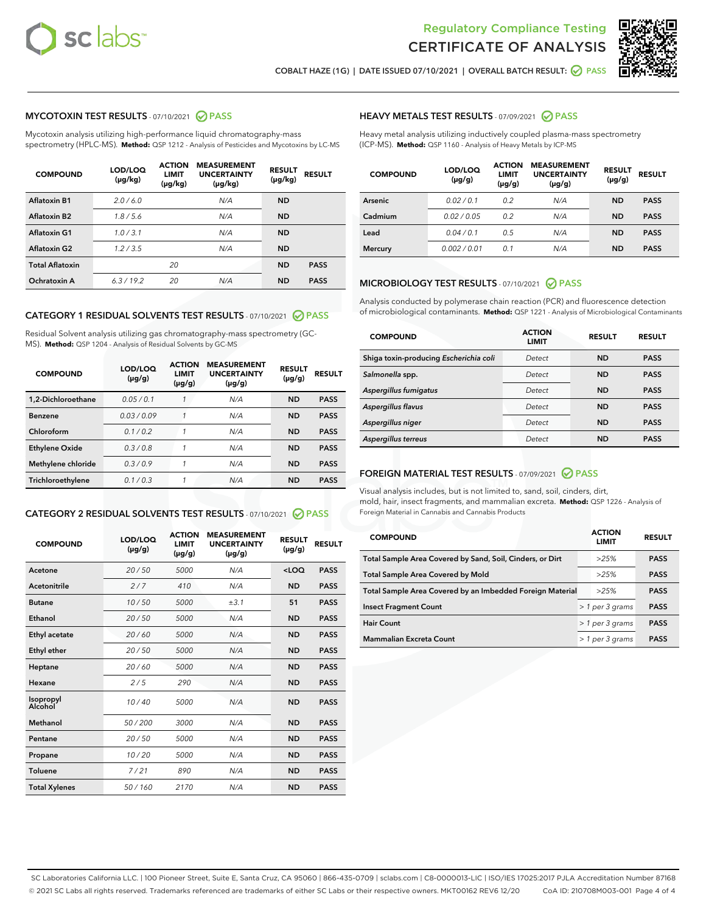Regulatory Compliance Testing

# CERTIFICATE OF ANALYSIS

COBALT HAZE (1G) | DATE ISSUED 07/10/2021 | OVERALL BATCH RESULT: PASS

## MYCOTOXIN TEST RESULTS - 07/10/2021 PASS

Mycotoxin analysis utilizing high-performance liquid chromatography-mass spectrometry (HPLC-MS). **Method:** QSP 1212 - Analysis of Pesticides and Mycotoxins by LC-MS

| COMPOUND | LOD/LOQ (μg/kg) | ACTION LIMIT (μg/kg) | MEASUREMENT UNCERTAINTY (μg/kg) | RESULT (μg/kg) | RESULT |
|---|---|---|---|---|---|
| Aflatoxin B1 | 2.0 / 6.0 | | N/A | ND | |
| Aflatoxin B2 | 1.8 / 5.6 | | N/A | ND | |
| Aflatoxin G1 | 1.0 / 3.1 | | N/A | ND | |
| Aflatoxin G2 | 1.2 / 3.5 | | N/A | ND | |
| Total Aflatoxin | | 20 | | ND | PASS |
| Ochratoxin A | 6.3 / 19.2 | 20 | N/A | ND | PASS |

## CATEGORY 1 RESIDUAL SOLVENTS TEST RESULTS - 07/10/2021 PASS

Residual Solvent analysis utilizing gas chromatography-mass spectrometry (GC-MS). **Method:** QSP 1204 - Analysis of Residual Solvents by GC-MS

| COMPOUND | LOD/LOQ (μg/g) | ACTION LIMIT (μg/g) | MEASUREMENT UNCERTAINTY (μg/g) | RESULT (μg/g) | RESULT |
|---|---|---|---|---|---|
| 1,2-Dichloroethane | 0.05 / 0.1 | 1 | N/A | ND | PASS |
| Benzene | 0.03 / 0.09 | 1 | N/A | ND | PASS |
| Chloroform | 0.1 / 0.2 | 1 | N/A | ND | PASS |
| Ethylene Oxide | 0.3 / 0.8 | 1 | N/A | ND | PASS |
| Methylene chloride | 0.3 / 0.9 | 1 | N/A | ND | PASS |
| Trichloroethylene | 0.1 / 0.3 | 1 | N/A | ND | PASS |

## CATEGORY 2 RESIDUAL SOLVENTS TEST RESULTS - 07/10/2021 PASS

| COMPOUND | LOD/LOQ (μg/g) | ACTION LIMIT (μg/g) | MEASUREMENT UNCERTAINTY (μg/g) | RESULT (μg/g) | RESULT |
|---|---|---|---|---|---|
| Acetone | 20 / 50 | 5000 | N/A | <LOQ | PASS |
| Acetonitrile | 2 / 7 | 410 | N/A | ND | PASS |
| Butane | 10 / 50 | 5000 | ±3.1 | 51 | PASS |
| Ethanol | 20 / 50 | 5000 | N/A | ND | PASS |
| Ethyl acetate | 20 / 60 | 5000 | N/A | ND | PASS |
| Ethyl ether | 20 / 50 | 5000 | N/A | ND | PASS |
| Heptane | 20 / 60 | 5000 | N/A | ND | PASS |
| Hexane | 2 / 5 | 290 | N/A | ND | PASS |
| Isopropyl Alcohol | 10 / 40 | 5000 | N/A | ND | PASS |
| Methanol | 50 / 200 | 3000 | N/A | ND | PASS |
| Pentane | 20 / 50 | 5000 | N/A | ND | PASS |
| Propane | 10 / 20 | 5000 | N/A | ND | PASS |
| Toluene | 7 / 21 | 890 | N/A | ND | PASS |
| Total Xylenes | 50 / 160 | 2170 | N/A | ND | PASS |

## HEAVY METALS TEST RESULTS - 07/09/2021 PASS

Heavy metal analysis utilizing inductively coupled plasma-mass spectrometry (ICP-MS). **Method:** QSP 1160 - Analysis of Heavy Metals by ICP-MS

| COMPOUND | LOD/LOQ (μg/g) | ACTION LIMIT (μg/g) | MEASUREMENT UNCERTAINTY (μg/g) | RESULT (μg/g) | RESULT |
|---|---|---|---|---|---|
| Arsenic | 0.02 / 0.1 | 0.2 | N/A | ND | PASS |
| Cadmium | 0.02 / 0.05 | 0.2 | N/A | ND | PASS |
| Lead | 0.04 / 0.1 | 0.5 | N/A | ND | PASS |
| Mercury | 0.002 / 0.01 | 0.1 | N/A | ND | PASS |

## MICROBIOLOGY TEST RESULTS - 07/10/2021 PASS

Analysis conducted by polymerase chain reaction (PCR) and fluorescence detection of microbiological contaminants. **Method:** QSP 1221 - Analysis of Microbiological Contaminants

| COMPOUND | ACTION LIMIT | RESULT | RESULT |
|---|---|---|---|
| Shiga toxin-producing *Escherichia coli* | Detect | ND | PASS |
| *Salmonella* spp. | Detect | ND | PASS |
| *Aspergillus fumigatus* | Detect | ND | PASS |
| *Aspergillus flavus* | Detect | ND | PASS |
| *Aspergillus niger* | Detect | ND | PASS |
| *Aspergillus terreus* | Detect | ND | PASS |

## FOREIGN MATERIAL TEST RESULTS - 07/09/2021 PASS

Visual analysis includes, but is not limited to, sand, soil, cinders, dirt, mold, hair, insect fragments, and mammalian excreta. **Method:** QSP 1226 - Analysis of Foreign Material in Cannabis and Cannabis Products

| COMPOUND | ACTION LIMIT | RESULT |
|---|---|---|
| Total Sample Area Covered by Sand, Soil, Cinders, or Dirt | >25% | PASS |
| Total Sample Area Covered by Mold | >25% | PASS |
| Total Sample Area Covered by an Imbedded Foreign Material | >25% | PASS |
| Insect Fragment Count | > 1 per 3 grams | PASS |
| Hair Count | > 1 per 3 grams | PASS |
| Mammalian Excreta Count | > 1 per 3 grams | PASS |

SC Laboratories California LLC. | 100 Pioneer Street, Suite E, Santa Cruz, CA 95060 | 866-435-0709 | sclabs.com | C8-0000013-LIC | ISO/IES 17025:2017 PJLA Accreditation Number 87168
© 2021 SC Labs all rights reserved. Trademarks referenced are trademarks of either SC Labs or their respective owners. MKT00162 REV6 12/20 CoA ID: 210708M003-001